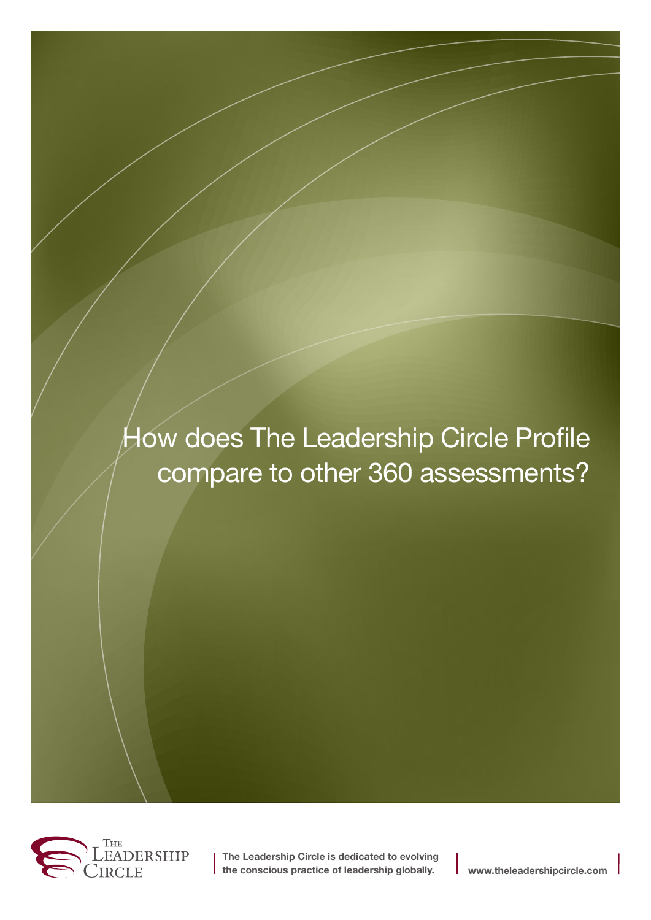# How does The Leadership Circle Profile compare to other 360 assessments?

The Leadership Circle

**The Leadership Circle is dedicated to evolving the conscious practice of leadership globally.**

**www.theleadershipcircle.com**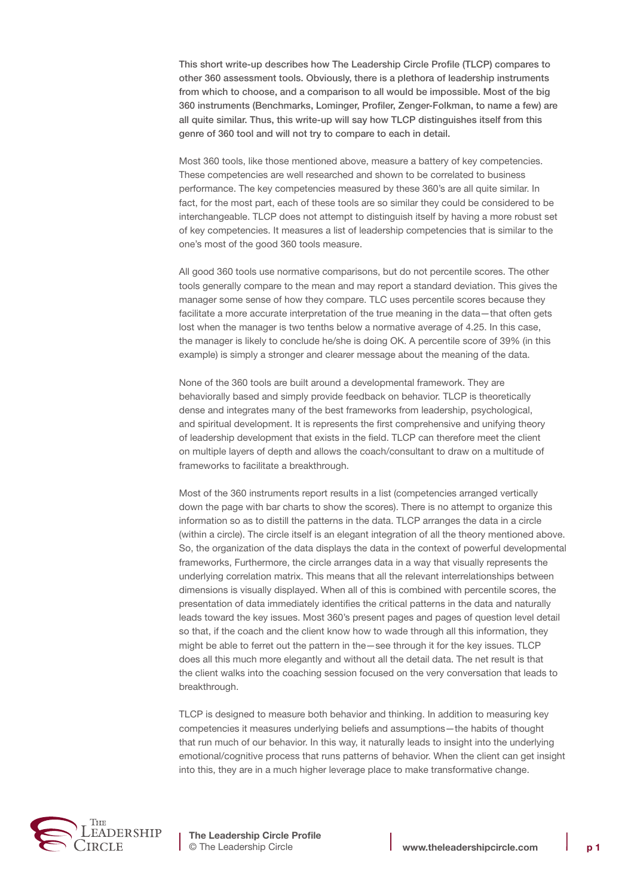**This short write-up describes how The Leadership Circle Profile (TLCP) compares to other 360 assessment tools. Obviously, there is a plethora of leadership instruments from which to choose, and a comparison to all would be impossible. Most of the big 360 instruments (Benchmarks, Lominger, Profiler, Zenger-Folkman, to name a few) are all quite similar. Thus, this write-up will say how TLCP distinguishes itself from this genre of 360 tool and will not try to compare to each in detail.**

Most 360 tools, like those mentioned above, measure a battery of key competencies. These competencies are well researched and shown to be correlated to business performance. The key competencies measured by these 360's are all quite similar. In fact, for the most part, each of these tools are so similar they could be considered to be interchangeable. TLCP does not attempt to distinguish itself by having a more robust set of key competencies. It measures a list of leadership competencies that is similar to the one's most of the good 360 tools measure.

All good 360 tools use normative comparisons, but do not percentile scores. The other tools generally compare to the mean and may report a standard deviation. This gives the manager some sense of how they compare. TLC uses percentile scores because they facilitate a more accurate interpretation of the true meaning in the data—that often gets lost when the manager is two tenths below a normative average of 4.25. In this case, the manager is likely to conclude he/she is doing OK. A percentile score of 39% (in this example) is simply a stronger and clearer message about the meaning of the data.

None of the 360 tools are built around a developmental framework. They are behaviorally based and simply provide feedback on behavior. TLCP is theoretically dense and integrates many of the best frameworks from leadership, psychological, and spiritual development. It is represents the first comprehensive and unifying theory of leadership development that exists in the field. TLCP can therefore meet the client on multiple layers of depth and allows the coach/consultant to draw on a multitude of frameworks to facilitate a breakthrough.

Most of the 360 instruments report results in a list (competencies arranged vertically down the page with bar charts to show the scores). There is no attempt to organize this information so as to distill the patterns in the data. TLCP arranges the data in a circle (within a circle). The circle itself is an elegant integration of all the theory mentioned above. So, the organization of the data displays the data in the context of powerful developmental frameworks, Furthermore, the circle arranges data in a way that visually represents the underlying correlation matrix. This means that all the relevant interrelationships between dimensions is visually displayed. When all of this is combined with percentile scores, the presentation of data immediately identifies the critical patterns in the data and naturally leads toward the key issues. Most 360's present pages and pages of question level detail so that, if the coach and the client know how to wade through all this information, they might be able to ferret out the pattern in the—see through it for the key issues. TLCP does all this much more elegantly and without all the detail data. The net result is that the client walks into the coaching session focused on the very conversation that leads to breakthrough.

TLCP is designed to measure both behavior and thinking. In addition to measuring key competencies it measures underlying beliefs and assumptions—the habits of thought that run much of our behavior. In this way, it naturally leads to insight into the underlying emotional/cognitive process that runs patterns of behavior. When the client can get insight into this, they are in a much higher leverage place to make transformative change.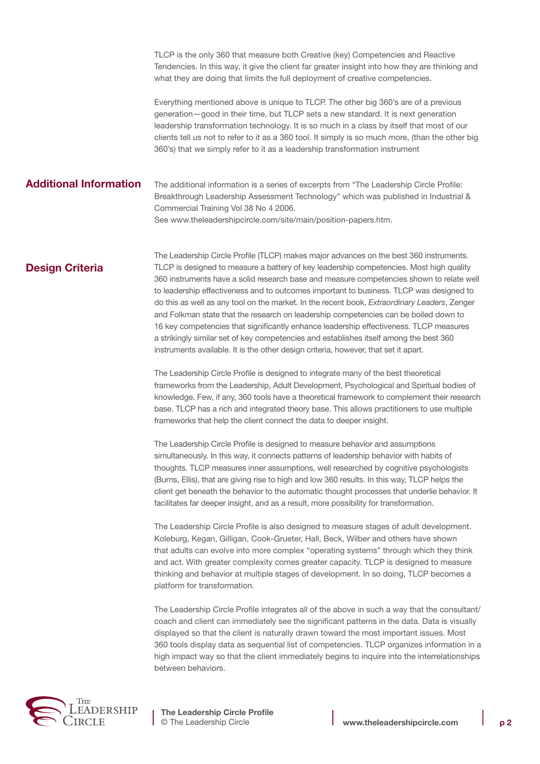TLCP is the only 360 that measure both Creative (key) Competencies and Reactive Tendencies. In this way, it give the client far greater insight into how they are thinking and what they are doing that limits the full deployment of creative competencies.

Everything mentioned above is unique to TLCP. The other big 360's are of a previous generation—good in their time, but TLCP sets a new standard. It is next generation leadership transformation technology. It is so much in a class by itself that most of our clients tell us not to refer to it as a 360 tool. It simply is so much more, (than the other big 360's) that we simply refer to it as a leadership transformation instrument

## Additional Information

The additional information is a series of excerpts from "The Leadership Circle Profile: Breakthrough Leadership Assessment Technology" which was published in Industrial & Commercial Training Vol 38 No 4 2006.
See www.theleadershipcircle.com/site/main/position-papers.htm.

## Design Criteria

The Leadership Circle Profile (TLCP) makes major advances on the best 360 instruments. TLCP is designed to measure a battery of key leadership competencies. Most high quality 360 instruments have a solid research base and measure competencies shown to relate well to leadership effectiveness and to outcomes important to business. TLCP was designed to do this as well as any tool on the market. In the recent book, *Extraordinary Leaders*, Zenger and Folkman state that the research on leadership competencies can be boiled down to 16 key competencies that significantly enhance leadership effectiveness. TLCP measures a strikingly similar set of key competencies and establishes itself among the best 360 instruments available. It is the other design criteria, however, that set it apart.

The Leadership Circle Profile is designed to integrate many of the best theoretical frameworks from the Leadership, Adult Development, Psychological and Spiritual bodies of knowledge. Few, if any, 360 tools have a theoretical framework to complement their research base. TLCP has a rich and integrated theory base. This allows practitioners to use multiple frameworks that help the client connect the data to deeper insight.

The Leadership Circle Profile is designed to measure behavior and assumptions simultaneously. In this way, it connects patterns of leadership behavior with habits of thoughts. TLCP measures inner assumptions, well researched by cognitive psychologists (Burns, Ellis), that are giving rise to high and low 360 results. In this way, TLCP helps the client get beneath the behavior to the automatic thought processes that underlie behavior. It facilitates far deeper insight, and as a result, more possibility for transformation.

The Leadership Circle Profile is also designed to measure stages of adult development. Koleburg, Kegan, Gilligan, Cook-Grueter, Hall, Beck, Wilber and others have shown that adults can evolve into more complex "operating systems" through which they think and act. With greater complexity comes greater capacity. TLCP is designed to measure thinking and behavior at multiple stages of development. In so doing, TLCP becomes a platform for transformation.

The Leadership Circle Profile integrates all of the above in such a way that the consultant/coach and client can immediately see the significant patterns in the data. Data is visually displayed so that the client is naturally drawn toward the most important issues. Most 360 tools display data as sequential list of competencies. TLCP organizes information in a high impact way so that the client immediately begins to inquire into the interrelationships between behaviors.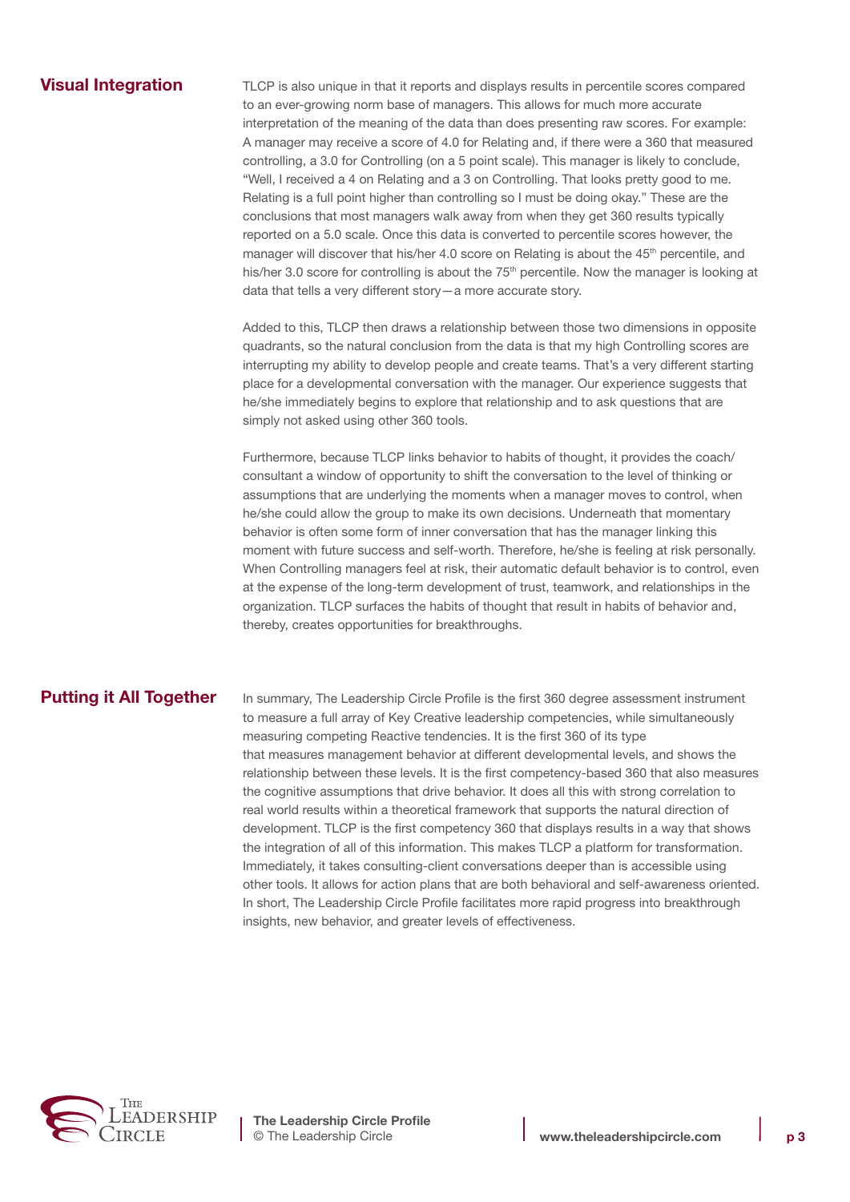## Visual Integration

TLCP is also unique in that it reports and displays results in percentile scores compared to an ever-growing norm base of managers. This allows for much more accurate interpretation of the meaning of the data than does presenting raw scores. For example: A manager may receive a score of 4.0 for Relating and, if there were a 360 that measured controlling, a 3.0 for Controlling (on a 5 point scale). This manager is likely to conclude, "Well, I received a 4 on Relating and a 3 on Controlling. That looks pretty good to me. Relating is a full point higher than controlling so I must be doing okay." These are the conclusions that most managers walk away from when they get 360 results typically reported on a 5.0 scale. Once this data is converted to percentile scores however, the manager will discover that his/her 4.0 score on Relating is about the 45th percentile, and his/her 3.0 score for controlling is about the 75th percentile. Now the manager is looking at data that tells a very different story—a more accurate story.

Added to this, TLCP then draws a relationship between those two dimensions in opposite quadrants, so the natural conclusion from the data is that my high Controlling scores are interrupting my ability to develop people and create teams. That's a very different starting place for a developmental conversation with the manager. Our experience suggests that he/she immediately begins to explore that relationship and to ask questions that are simply not asked using other 360 tools.

Furthermore, because TLCP links behavior to habits of thought, it provides the coach/consultant a window of opportunity to shift the conversation to the level of thinking or assumptions that are underlying the moments when a manager moves to control, when he/she could allow the group to make its own decisions. Underneath that momentary behavior is often some form of inner conversation that has the manager linking this moment with future success and self-worth. Therefore, he/she is feeling at risk personally. When Controlling managers feel at risk, their automatic default behavior is to control, even at the expense of the long-term development of trust, teamwork, and relationships in the organization. TLCP surfaces the habits of thought that result in habits of behavior and, thereby, creates opportunities for breakthroughs.

## Putting it All Together

In summary, The Leadership Circle Profile is the first 360 degree assessment instrument to measure a full array of Key Creative leadership competencies, while simultaneously measuring competing Reactive tendencies. It is the first 360 of its type that measures management behavior at different developmental levels, and shows the relationship between these levels. It is the first competency-based 360 that also measures the cognitive assumptions that drive behavior. It does all this with strong correlation to real world results within a theoretical framework that supports the natural direction of development. TLCP is the first competency 360 that displays results in a way that shows the integration of all of this information. This makes TLCP a platform for transformation. Immediately, it takes consulting-client conversations deeper than is accessible using other tools. It allows for action plans that are both behavioral and self-awareness oriented. In short, The Leadership Circle Profile facilitates more rapid progress into breakthrough insights, new behavior, and greater levels of effectiveness.